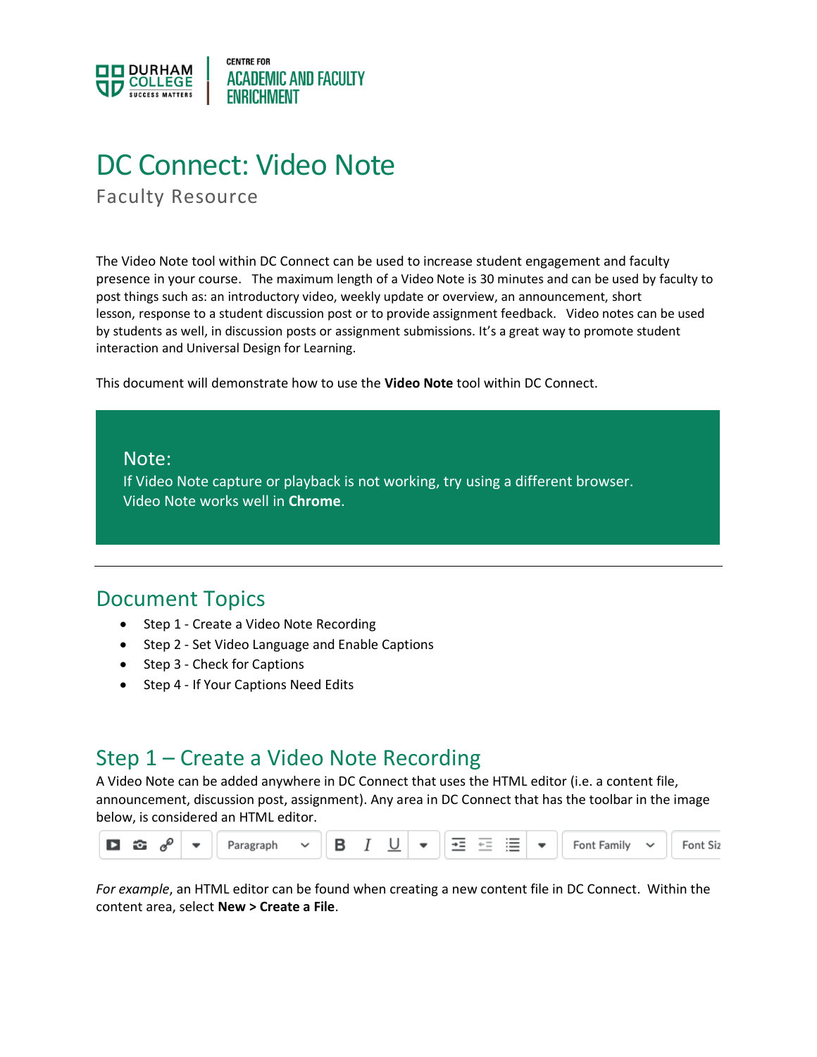# DC Connect: Video Note

Faculty Resource

The Video Note tool within DC Connect can be used to increase student engagement and faculty presence in your course. The maximum length of a Video Note is 30 minutes and can be used by faculty to post things such as: an introductory video, weekly update or overview, an announcement, short lesson, response to a student discussion post or to provide assignment feedback. Video notes can be used by students as well, in discussion posts or assignment submissions. It's a great way to promote student interaction and Universal Design for Learning.

This document will demonstrate how to use the **Video Note** tool within DC Connect.

> Note:
> If Video Note capture or playback is not working, try using a different browser. Video Note works well in **Chrome**.

---

## Document Topics

- Step 1 - Create a Video Note Recording
- Step 2 - Set Video Language and Enable Captions
- Step 3 - Check for Captions
- Step 4 - If Your Captions Need Edits

## Step 1 – Create a Video Note Recording

A Video Note can be added anywhere in DC Connect that uses the HTML editor (i.e. a content file, announcement, discussion post, assignment). Any area in DC Connect that has the toolbar in the image below, is considered an HTML editor.

*For example*, an HTML editor can be found when creating a new content file in DC Connect. Within the content area, select **New > Create a File**.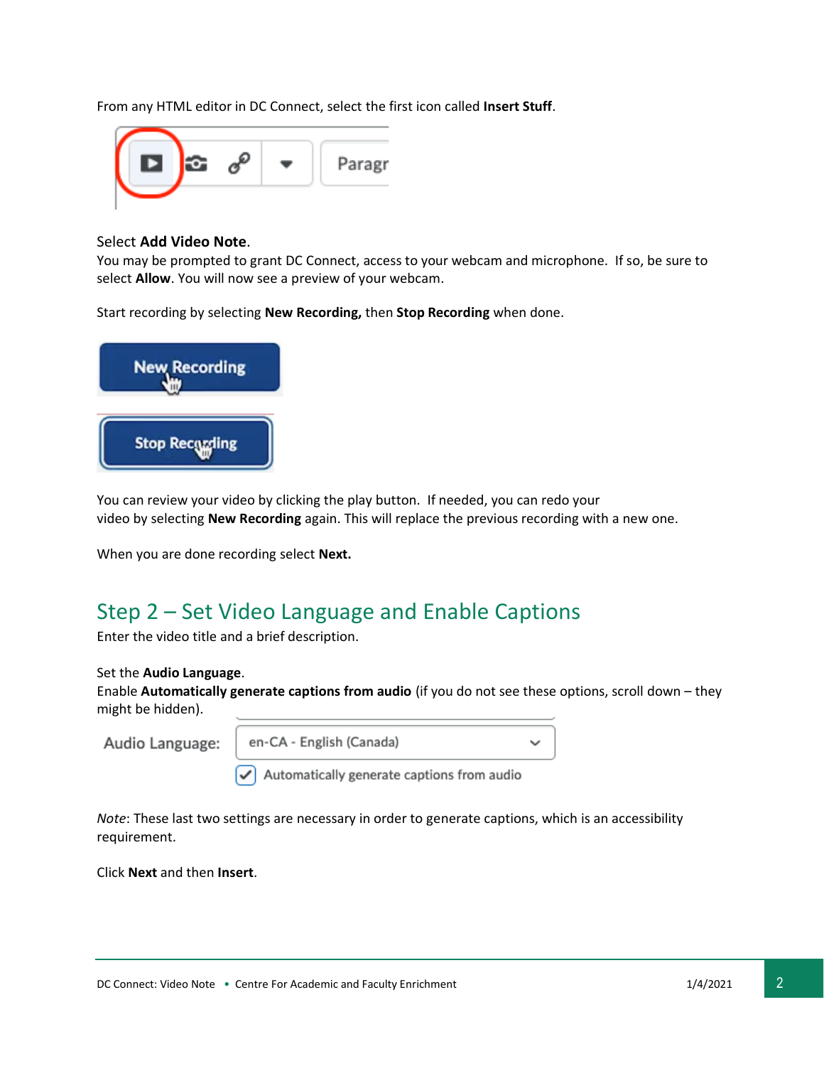From any HTML editor in DC Connect, select the first icon called **Insert Stuff**.

Select **Add Video Note**.
You may be prompted to grant DC Connect, access to your webcam and microphone. If so, be sure to select **Allow**. You will now see a preview of your webcam.

Start recording by selecting **New Recording,** then **Stop Recording** when done.

You can review your video by clicking the play button. If needed, you can redo your video by selecting **New Recording** again. This will replace the previous recording with a new one.

When you are done recording select **Next.**

## Step 2 – Set Video Language and Enable Captions

Enter the video title and a brief description.

Set the **Audio Language**.
Enable **Automatically generate captions from audio** (if you do not see these options, scroll down – they might be hidden).

*Note*: These last two settings are necessary in order to generate captions, which is an accessibility requirement.

Click **Next** and then **Insert**.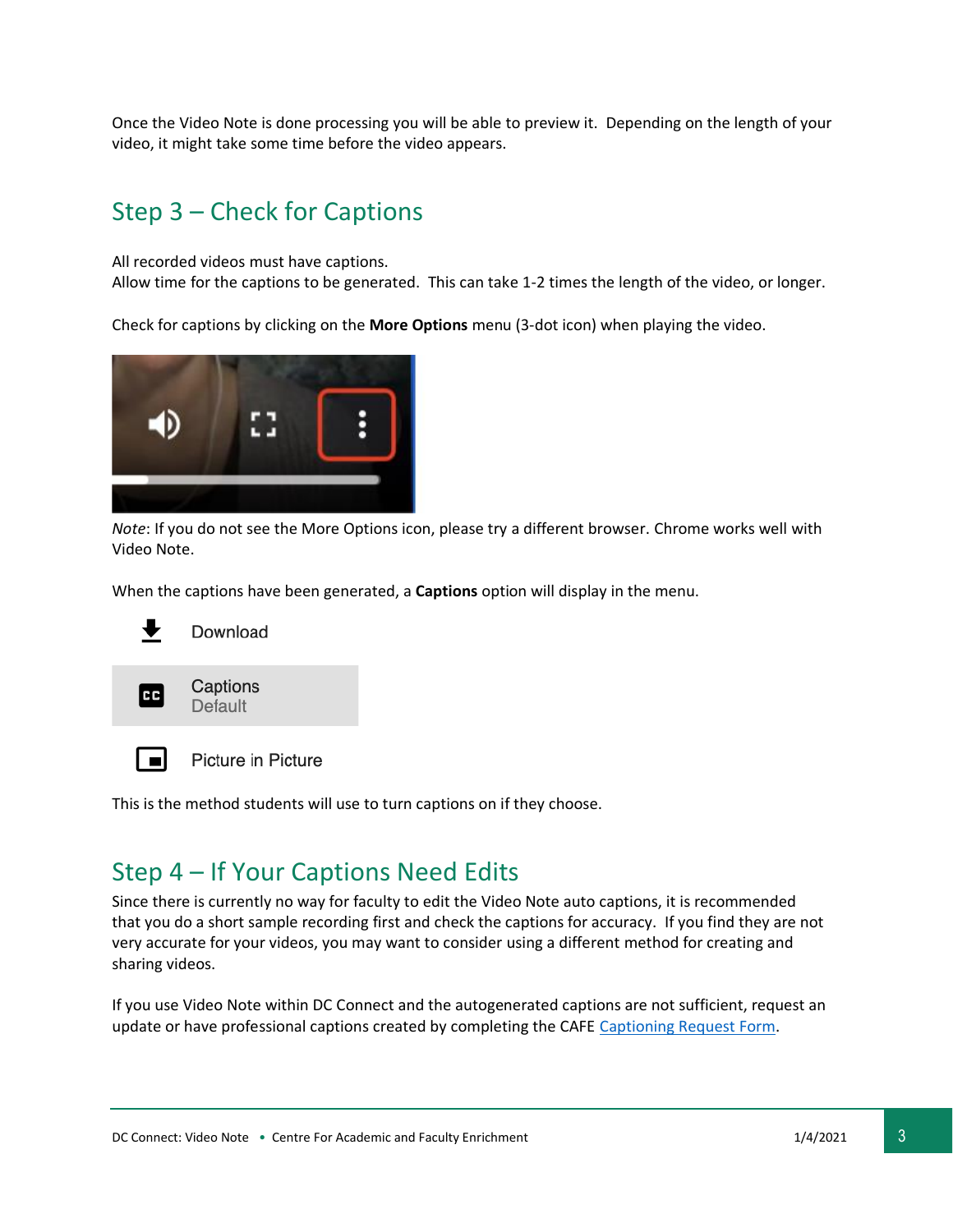Once the Video Note is done processing you will be able to preview it. Depending on the length of your video, it might take some time before the video appears.

## Step 3 – Check for Captions

All recorded videos must have captions.
Allow time for the captions to be generated. This can take 1-2 times the length of the video, or longer.

Check for captions by clicking on the **More Options** menu (3-dot icon) when playing the video.

*Note*: If you do not see the More Options icon, please try a different browser. Chrome works well with Video Note.

When the captions have been generated, a **Captions** option will display in the menu.

Download

Captions
Default

Picture in Picture

This is the method students will use to turn captions on if they choose.

## Step 4 – If Your Captions Need Edits

Since there is currently no way for faculty to edit the Video Note auto captions, it is recommended that you do a short sample recording first and check the captions for accuracy. If you find they are not very accurate for your videos, you may want to consider using a different method for creating and sharing videos.

If you use Video Note within DC Connect and the autogenerated captions are not sufficient, request an update or have professional captions created by completing the CAFE Captioning Request Form.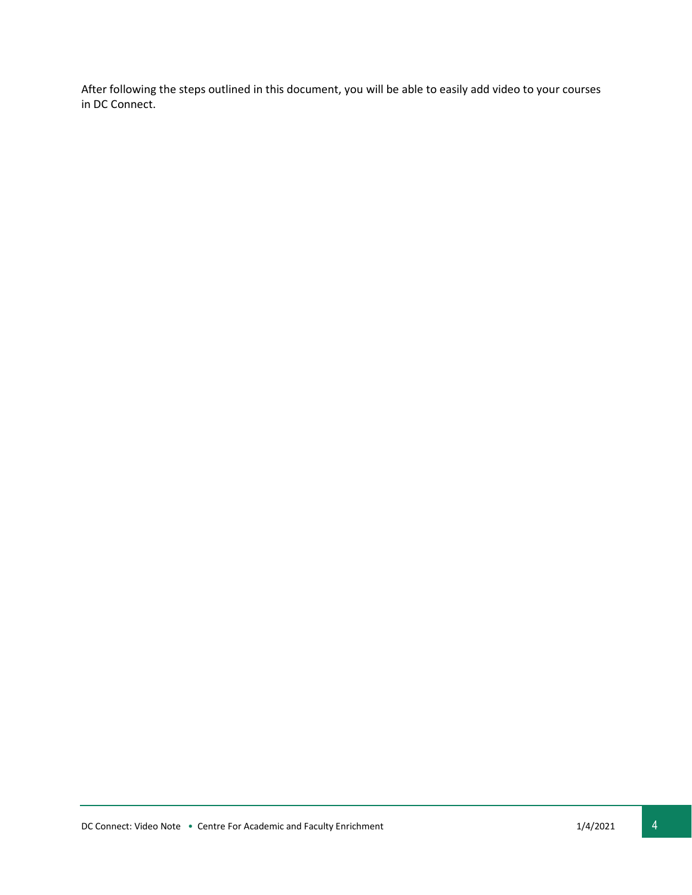After following the steps outlined in this document, you will be able to easily add video to your courses in DC Connect.